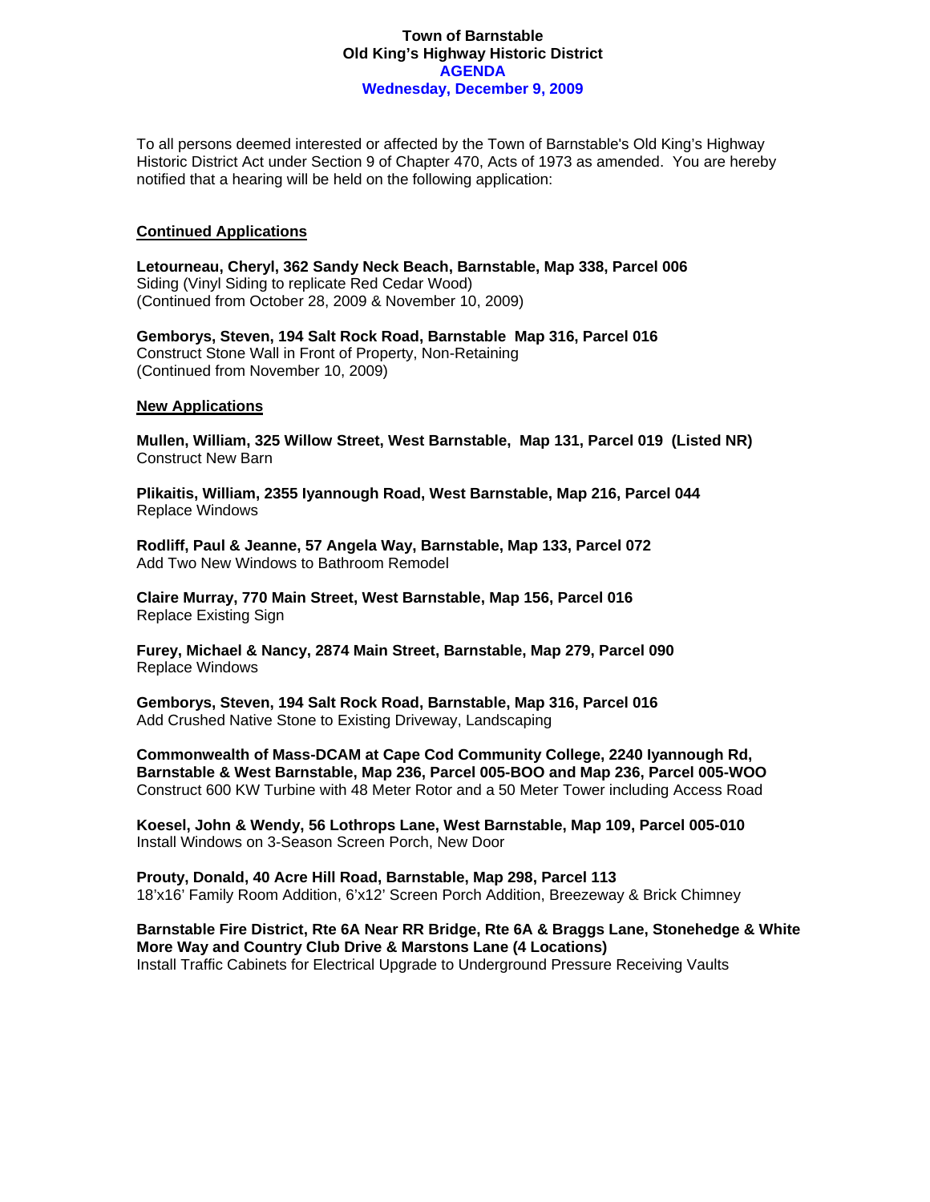**Town of Barnstable**
**Old King's Highway Historic District**
**AGENDA**
**Wednesday, December 9, 2009**

To all persons deemed interested or affected by the Town of Barnstable's Old King's Highway Historic District Act under Section 9 of Chapter 470, Acts of 1973 as amended. You are hereby notified that a hearing will be held on the following application:

## Continued Applications

**Letourneau, Cheryl, 362 Sandy Neck Beach, Barnstable, Map 338, Parcel 006**
Siding (Vinyl Siding to replicate Red Cedar Wood)
(Continued from October 28, 2009 & November 10, 2009)

**Gemborys, Steven, 194 Salt Rock Road, Barnstable Map 316, Parcel 016**
Construct Stone Wall in Front of Property, Non-Retaining
(Continued from November 10, 2009)

## New Applications

**Mullen, William, 325 Willow Street, West Barnstable, Map 131, Parcel 019 (Listed NR)**
Construct New Barn

**Plikaitis, William, 2355 Iyannough Road, West Barnstable, Map 216, Parcel 044**
Replace Windows

**Rodliff, Paul & Jeanne, 57 Angela Way, Barnstable, Map 133, Parcel 072**
Add Two New Windows to Bathroom Remodel

**Claire Murray, 770 Main Street, West Barnstable, Map 156, Parcel 016**
Replace Existing Sign

**Furey, Michael & Nancy, 2874 Main Street, Barnstable, Map 279, Parcel 090**
Replace Windows

**Gemborys, Steven, 194 Salt Rock Road, Barnstable, Map 316, Parcel 016**
Add Crushed Native Stone to Existing Driveway, Landscaping

**Commonwealth of Mass-DCAM at Cape Cod Community College, 2240 Iyannough Rd, Barnstable & West Barnstable, Map 236, Parcel 005-BOO and Map 236, Parcel 005-WOO**
Construct 600 KW Turbine with 48 Meter Rotor and a 50 Meter Tower including Access Road

**Koesel, John & Wendy, 56 Lothrops Lane, West Barnstable, Map 109, Parcel 005-010**
Install Windows on 3-Season Screen Porch, New Door

**Prouty, Donald, 40 Acre Hill Road, Barnstable, Map 298, Parcel 113**
18'x16' Family Room Addition, 6'x12' Screen Porch Addition, Breezeway & Brick Chimney

**Barnstable Fire District, Rte 6A Near RR Bridge, Rte 6A & Braggs Lane, Stonehedge & White More Way and Country Club Drive & Marstons Lane (4 Locations)**
Install Traffic Cabinets for Electrical Upgrade to Underground Pressure Receiving Vaults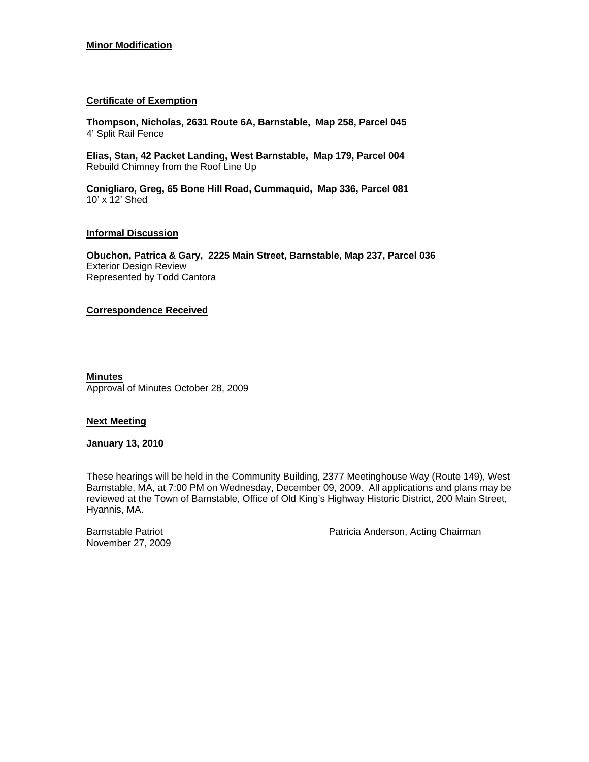**Minor Modification**

**Certificate of Exemption**

**Thompson, Nicholas, 2631 Route 6A, Barnstable, Map 258, Parcel 045**
4' Split Rail Fence

**Elias, Stan, 42 Packet Landing, West Barnstable, Map 179, Parcel 004**
Rebuild Chimney from the Roof Line Up

**Conigliaro, Greg, 65 Bone Hill Road, Cummaquid, Map 336, Parcel 081**
10' x 12' Shed

**Informal Discussion**

**Obuchon, Patrica & Gary, 2225 Main Street, Barnstable, Map 237, Parcel 036**
Exterior Design Review
Represented by Todd Cantora

**Correspondence Received**

**Minutes**
Approval of Minutes October 28, 2009

**Next Meeting**

**January 13, 2010**

These hearings will be held in the Community Building, 2377 Meetinghouse Way (Route 149), West Barnstable, MA, at 7:00 PM on Wednesday, December 09, 2009. All applications and plans may be reviewed at the Town of Barnstable, Office of Old King's Highway Historic District, 200 Main Street, Hyannis, MA.

Barnstable Patriot
November 27, 2009

Patricia Anderson, Acting Chairman